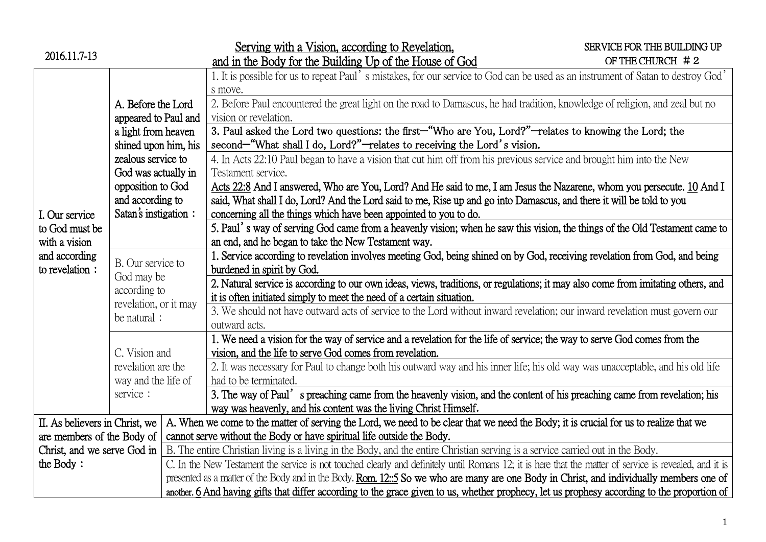2016.11.7-13

# Serving with a Vision, according to Revelation, and in the Body for the Building Up of the House of God

SERVICE FOR THE BUILDING UP OF THE CHURCH # 2

| | | |
|---|---|---|
| I. Our service to God must be with a vision and according to revelation： | A. Before the Lord appeared to Paul and a light from heaven shined upon him, his zealous service to God was actually in opposition to God and according to Satan's instigation： | 1. It is possible for us to repeat Paul's mistakes, for our service to God can be used as an instrument of Satan to destroy God's move. |
| | | 2. Before Paul encountered the great light on the road to Damascus, he had tradition, knowledge of religion, and zeal but no vision or revelation. |
| | | **3. Paul asked the Lord two questions: the first—"Who are You, Lord?"—relates to knowing the Lord; the second—"What shall I do, Lord?"—relates to receiving the Lord's vision.** |
| | | 4. In Acts 22:10 Paul began to have a vision that cut him off from his previous service and brought him into the New Testament service. <u>Acts 22:8</u> And I answered, Who are You, Lord? And He said to me, I am Jesus the Nazarene, whom you persecute. <u>10</u> And I said, What shall I do, Lord? And the Lord said to me, Rise up and go into Damascus, and there it will be told to you concerning all the things which have been appointed to you to do. |
| | | 5. Paul's way of serving God came from a heavenly vision; when he saw this vision, the things of the Old Testament came to an end, and he began to take the New Testament way. |
| | B. Our service to God may be according to revelation, or it may be natural： | 1. Service according to revelation involves meeting God, being shined on by God, receiving revelation from God, and being burdened in spirit by God. |
| | | 2. Natural service is according to our own ideas, views, traditions, or regulations; it may also come from imitating others, and it is often initiated simply to meet the need of a certain situation. |
| | | 3. We should not have outward acts of service to the Lord without inward revelation; our inward revelation must govern our outward acts. |
| | C. Vision and revelation are the way and the life of service： | 1. We need a vision for the way of service and a revelation for the life of service; the way to serve God comes from the vision, and the life to serve God comes from revelation. |
| | | 2. It was necessary for Paul to change both his outward way and his inner life; his old way was unacceptable, and his old life had to be terminated. |
| | | 3. The way of Paul's preaching came from the heavenly vision, and the content of his preaching came from revelation; his way was heavenly, and his content was the living Christ Himself. |
| II. As believers in Christ, we are members of the Body of Christ, and we serve God in the Body： | A. When we come to the matter of serving the Lord, we need to be clear that we need the Body; it is crucial for us to realize that we cannot serve without the Body or have spiritual life outside the Body. | |
| | B. The entire Christian living is a living in the Body, and the entire Christian serving is a service carried out in the Body. | |
| | C. In the New Testament the service is not touched clearly and definitely until Romans 12; it is here that the matter of service is revealed, and it is presented as a matter of the Body and in the Body. <u>Rom. 12::5</u> So we who are many are one Body in Christ, and individually members one of another. <u>6</u> And having gifts that differ according to the grace given to us, whether prophecy, let us prophesy according to the proportion of | |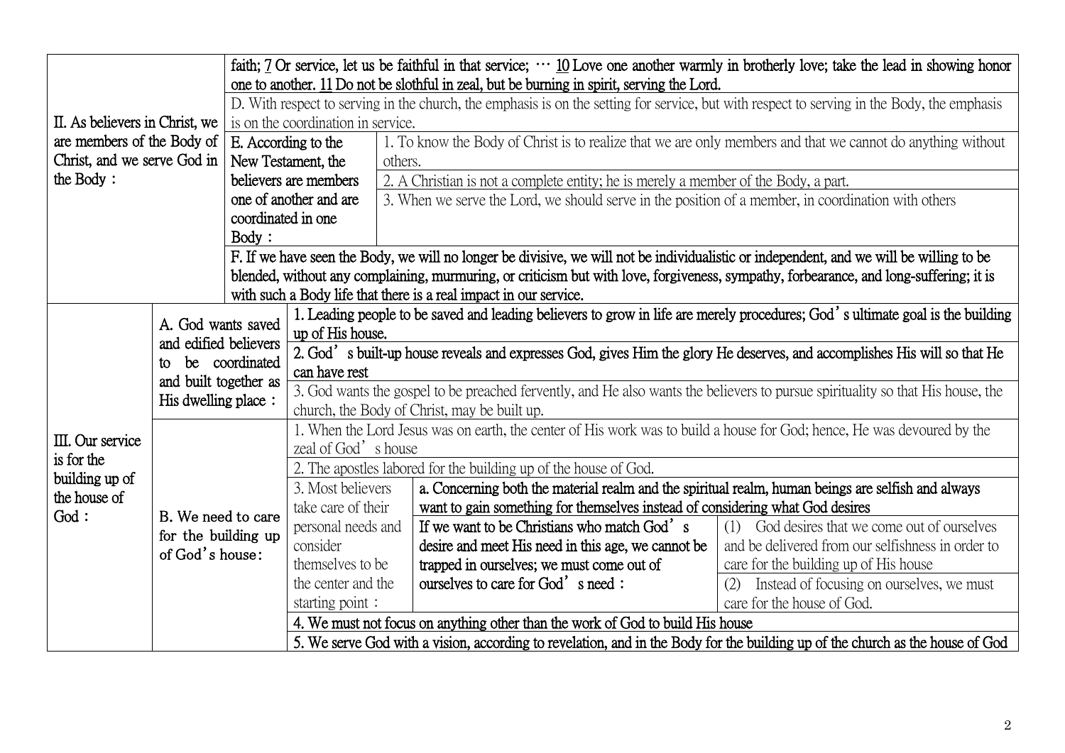| | | | | |
|---|---|---|---|---|
| II. As believers in Christ, we are members of the Body of Christ, and we serve God in the Body： | faith; 7 Or service, let us be faithful in that service; ⋯ 10 Love one another warmly in brotherly love; take the lead in showing honor one to another. 11 Do not be slothful in zeal, but be burning in spirit, serving the Lord. | | | |
| | D. With respect to serving in the church, the emphasis is on the setting for service, but with respect to serving in the Body, the emphasis is on the coordination in service. | | | |
| | E. According to the New Testament, the believers are members one of another and are coordinated in one Body： | 1. To know the Body of Christ is to realize that we are only members and that we cannot do anything without others. | | |
| | | 2. A Christian is not a complete entity; he is merely a member of the Body, a part. | | |
| | | 3. When we serve the Lord, we should serve in the position of a member, in coordination with others | | |
| | F. If we have seen the Body, we will no longer be divisive, we will not be individualistic or independent, and we will be willing to be blended, without any complaining, murmuring, or criticism but with love, forgiveness, sympathy, forbearance, and long-suffering; it is with such a Body life that there is a real impact in our service. | | | |
| III. Our service is for the building up of the house of God： | A. God wants saved and edified believers to be coordinated and built together as His dwelling place： | 1. Leading people to be saved and leading believers to grow in life are merely procedures; God's ultimate goal is the building up of His house. | | |
| | | 2. God's built-up house reveals and expresses God, gives Him the glory He deserves, and accomplishes His will so that He can have rest | | |
| | | 3. God wants the gospel to be preached fervently, and He also wants the believers to pursue spirituality so that His house, the church, the Body of Christ, may be built up. | | |
| | B. We need to care for the building up of God's house: | 1. When the Lord Jesus was on earth, the center of His work was to build a house for God; hence, He was devoured by the zeal of God's house | | |
| | | 2. The apostles labored for the building up of the house of God. | | |
| | | 3. Most believers take care of their personal needs and consider themselves to be the center and the starting point： | a. Concerning both the material realm and the spiritual realm, human beings are selfish and always want to gain something for themselves instead of considering what God desires | |
| | | | If we want to be Christians who match God's desire and meet His need in this age, we cannot be trapped in ourselves; we must come out of ourselves to care for God's need： | (1) God desires that we come out of ourselves and be delivered from our selfishness in order to care for the building up of His house |
| | | | | (2) Instead of focusing on ourselves, we must care for the house of God. |
| | | 4. We must not focus on anything other than the work of God to build His house | | |
| | | 5. We serve God with a vision, according to revelation, and in the Body for the building up of the church as the house of God | | |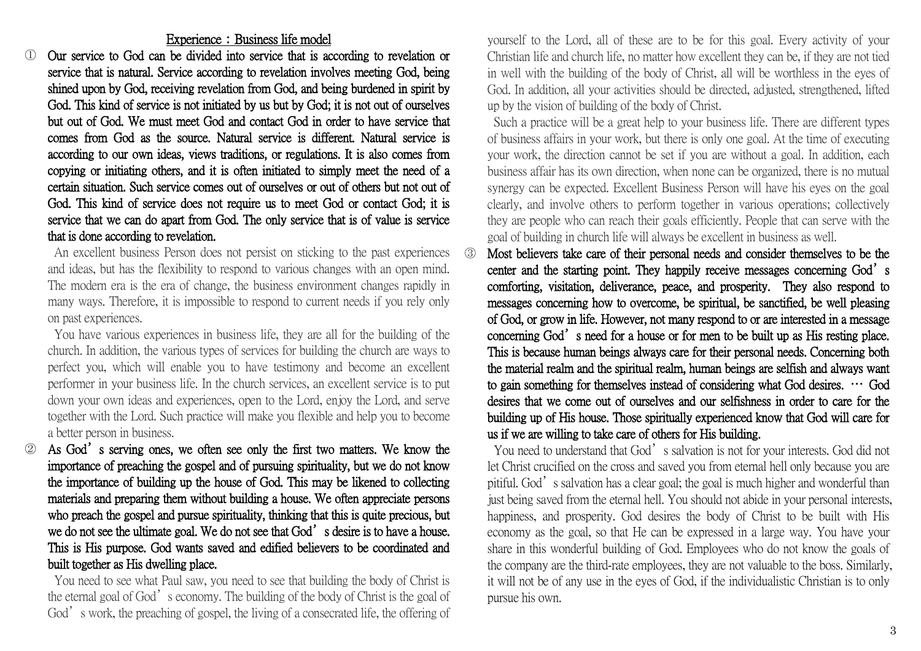## Experience：Business life model

① **Our service to God can be divided into service that is according to revelation or service that is natural. Service according to revelation involves meeting God, being shined upon by God, receiving revelation from God, and being burdened in spirit by God. This kind of service is not initiated by us but by God; it is not out of ourselves but out of God. We must meet God and contact God in order to have service that comes from God as the source. Natural service is different. Natural service is according to our own ideas, views traditions, or regulations. It is also comes from copying or initiating others, and it is often initiated to simply meet the need of a certain situation. Such service comes out of ourselves or out of others but not out of God. This kind of service does not require us to meet God or contact God; it is service that we can do apart from God. The only service that is of value is service that is done according to revelation.**

An excellent business Person does not persist on sticking to the past experiences and ideas, but has the flexibility to respond to various changes with an open mind. The modern era is the era of change, the business environment changes rapidly in many ways. Therefore, it is impossible to respond to current needs if you rely only on past experiences.

You have various experiences in business life, they are all for the building of the church. In addition, the various types of services for building the church are ways to perfect you, which will enable you to have testimony and become an excellent performer in your business life. In the church services, an excellent service is to put down your own ideas and experiences, open to the Lord, enjoy the Lord, and serve together with the Lord. Such practice will make you flexible and help you to become a better person in business.

② **As God's serving ones, we often see only the first two matters. We know the importance of preaching the gospel and of pursuing spirituality, but we do not know the importance of building up the house of God. This may be likened to collecting materials and preparing them without building a house. We often appreciate persons who preach the gospel and pursue spirituality, thinking that this is quite precious, but we do not see the ultimate goal. We do not see that God's desire is to have a house. This is His purpose. God wants saved and edified believers to be coordinated and built together as His dwelling place.**

You need to see what Paul saw, you need to see that building the body of Christ is the eternal goal of God's economy. The building of the body of Christ is the goal of God's work, the preaching of gospel, the living of a consecrated life, the offering of yourself to the Lord, all of these are to be for this goal. Every activity of your Christian life and church life, no matter how excellent they can be, if they are not tied in well with the building of the body of Christ, all will be worthless in the eyes of God. In addition, all your activities should be directed, adjusted, strengthened, lifted up by the vision of building of the body of Christ.

Such a practice will be a great help to your business life. There are different types of business affairs in your work, but there is only one goal. At the time of executing your work, the direction cannot be set if you are without a goal. In addition, each business affair has its own direction, when none can be organized, there is no mutual synergy can be expected. Excellent Business Person will have his eyes on the goal clearly, and involve others to perform together in various operations; collectively they are people who can reach their goals efficiently. People that can serve with the goal of building in church life will always be excellent in business as well.

③ **Most believers take care of their personal needs and consider themselves to be the center and the starting point. They happily receive messages concerning God's comforting, visitation, deliverance, peace, and prosperity. They also respond to messages concerning how to overcome, be spiritual, be sanctified, be well pleasing of God, or grow in life. However, not many respond to or are interested in a message concerning God's need for a house or for men to be built up as His resting place. This is because human beings always care for their personal needs. Concerning both the material realm and the spiritual realm, human beings are selfish and always want to gain something for themselves instead of considering what God desires. … God desires that we come out of ourselves and our selfishness in order to care for the building up of His house. Those spiritually experienced know that God will care for us if we are willing to take care of others for His building.**

You need to understand that God's salvation is not for your interests. God did not let Christ crucified on the cross and saved you from eternal hell only because you are pitiful. God's salvation has a clear goal; the goal is much higher and wonderful than just being saved from the eternal hell. You should not abide in your personal interests, happiness, and prosperity. God desires the body of Christ to be built with His economy as the goal, so that He can be expressed in a large way. You have your share in this wonderful building of God. Employees who do not know the goals of the company are the third-rate employees, they are not valuable to the boss. Similarly, it will not be of any use in the eyes of God, if the individualistic Christian is to only pursue his own.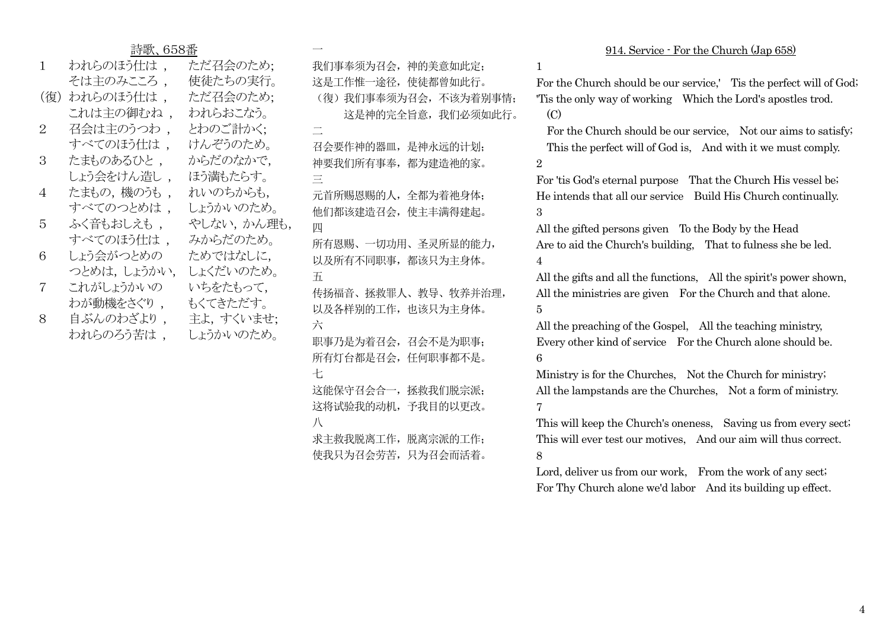## 詩歌、658番

1　われらのほう仕は，　ただ召会のため;
そは主のみこころ，　使徒たちの実行。

(復) われらのほう仕は，　ただ召会のため;
これは主の御むね，　われらおこなう。

2　召会は主のうつわ，　とわのご計かく;
すべてのほう仕は，　けんぞうのため。

3　たまものあるひと，　からだのなかで，
しょう会をけん造し，　ほう満もたらす。

4　たまもの，機のうも，　れいのちからも，
すべてのつとめは，　しょうかいのため。

5　ふく音もおしえも，　やしない，かん理も，
すべてのほう仕は，　みからだのため。

6　しょう会がつとめの　ためではなしに，
つとめは，しょうかい，　しょくだいのため。

7　これがしょうかいの　いちをたもって，
わが動機をさぐり，　もくてきただす。

8　自ぶんのわざより，　主よ，すくいませ;
われらのろう苦は，　しょうかいのため。

一

我们事奉须为召会，神的美意如此定；
这是工作惟一途径，使徒都曾如此行。

（復）我们事奉须为召会，不该为着别事情；
这是神的完全旨意，我们必须如此行。

二

召会要作神的器皿，是神永远的计划；
神要我们所有事奉，都为建造祂的家。

三

元首所赐恩赐的人，全都为着祂身体；
他们都该建造召会，使主丰满得建起。

四

所有恩赐、一切功用、圣灵所显的能力，
以及所有不同职事，都该只为主身体。

五

传扬福音、拯救罪人、教导、牧养并治理，
以及各样别的工作，也该只为主身体。

六

职事乃是为着召会，召会不是为职事；
所有灯台都是召会，任何职事都不是。

七

这能保守召会合一，拯救我们脱宗派；
这将试验我的动机，予我目的以更改。

八

求主救我脱离工作，脱离宗派的工作；
使我只为召会劳苦，只为召会而活着。

## 914. Service - For the Church (Jap 658)

1

For the Church should be our service,' Tis the perfect will of God;
'Tis the only way of working Which the Lord's apostles trod.

(C)
For the Church should be our service, Not our aims to satisfy;
This the perfect will of God is, And with it we must comply.

2

For 'tis God's eternal purpose That the Church His vessel be;
He intends that all our service Build His Church continually.

3

All the gifted persons given To the Body by the Head
Are to aid the Church's building, That to fulness she be led.

4

All the gifts and all the functions, All the spirit's power shown,
All the ministries are given For the Church and that alone.

5

All the preaching of the Gospel, All the teaching ministry,
Every other kind of service For the Church alone should be.

6

Ministry is for the Churches, Not the Church for ministry;
All the lampstands are the Churches, Not a form of ministry.

7

This will keep the Church's oneness, Saving us from every sect;
This will ever test our motives, And our aim will thus correct.

8

Lord, deliver us from our work, From the work of any sect;
For Thy Church alone we'd labor And its building up effect.